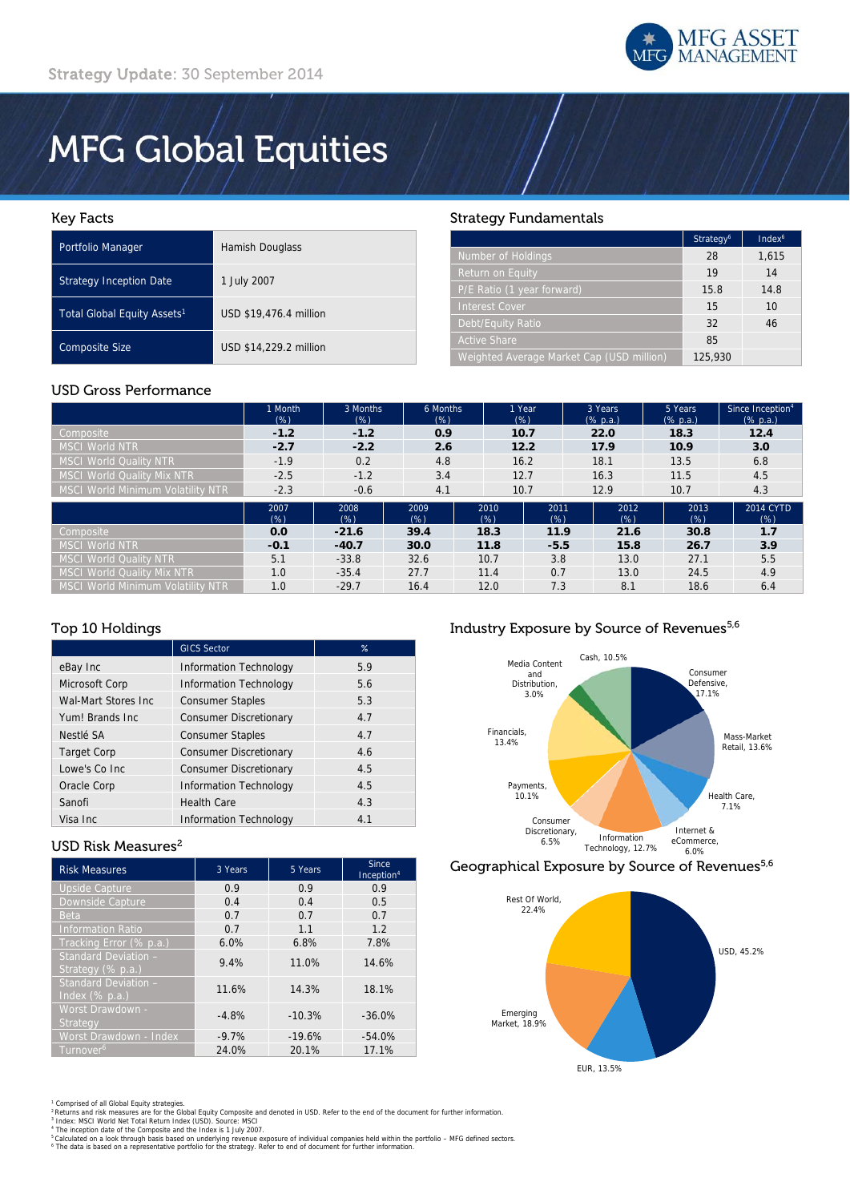Strategy Update: 30 September 2014

# MFG Global Equities

## Key Facts

| | |
|---|---|
| Portfolio Manager | Hamish Douglass |
| Strategy Inception Date | 1 July 2007 |
| Total Global Equity Assets[1] | USD $19,476.4 million |
| Composite Size | USD $14,229.2 million |

## Strategy Fundamentals

| | Strategy[6] | Index[6] |
|---|---|---|
| Number of Holdings | 28 | 1,615 |
| Return on Equity | 19 | 14 |
| P/E Ratio (1 year forward) | 15.8 | 14.8 |
| Interest Cover | 15 | 10 |
| Debt/Equity Ratio | 32 | 46 |
| Active Share | 85 | |
| Weighted Average Market Cap (USD million) | 125,930 | |

## USD Gross Performance

| | 1 Month (%) | 3 Months (%) | 6 Months (%) | 1 Year (%) | 3 Years (% p.a.) | 5 Years (% p.a.) | Since Inception[4] (% p.a.) |
|---|---|---|---|---|---|---|---|
| Composite | **-1.2** | **-1.2** | **0.9** | **10.7** | **22.0** | **18.3** | **12.4** |
| MSCI World NTR | **-2.7** | **-2.2** | **2.6** | **12.2** | **17.9** | **10.9** | **3.0** |
| MSCI World Quality NTR | -1.9 | 0.2 | 4.8 | 16.2 | 18.1 | 13.5 | 6.8 |
| MSCI World Quality Mix NTR | -2.5 | -1.2 | 3.4 | 12.7 | 16.3 | 11.5 | 4.5 |
| MSCI World Minimum Volatility NTR | -2.3 | -0.6 | 4.1 | 10.7 | 12.9 | 10.7 | 4.3 |

| | 2007 (%) | 2008 (%) | 2009 (%) | 2010 (%) | 2011 (%) | 2012 (%) | 2013 (%) | 2014 CYTD (%) |
|---|---|---|---|---|---|---|---|---|
| Composite | **0.0** | **-21.6** | **39.4** | **18.3** | **11.9** | **21.6** | **30.8** | **1.7** |
| MSCI World NTR | **-0.1** | **-40.7** | **30.0** | **11.8** | **-5.5** | **15.8** | **26.7** | **3.9** |
| MSCI World Quality NTR | 5.1 | -33.8 | 32.6 | 10.7 | 3.8 | 13.0 | 27.1 | 5.5 |
| MSCI World Quality Mix NTR | 1.0 | -35.4 | 27.7 | 11.4 | 0.7 | 13.0 | 24.5 | 4.9 |
| MSCI World Minimum Volatility NTR | 1.0 | -29.7 | 16.4 | 12.0 | 7.3 | 8.1 | 18.6 | 6.4 |

## Top 10 Holdings

| | GICS Sector | % |
|---|---|---|
| eBay Inc | Information Technology | 5.9 |
| Microsoft Corp | Information Technology | 5.6 |
| Wal-Mart Stores Inc | Consumer Staples | 5.3 |
| Yum! Brands Inc | Consumer Discretionary | 4.7 |
| Nestlé SA | Consumer Staples | 4.7 |
| Target Corp | Consumer Discretionary | 4.6 |
| Lowe's Co Inc | Consumer Discretionary | 4.5 |
| Oracle Corp | Information Technology | 4.5 |
| Sanofi | Health Care | 4.3 |
| Visa Inc | Information Technology | 4.1 |

## USD Risk Measures[2]

| Risk Measures | 3 Years | 5 Years | Since Inception[4] |
|---|---|---|---|
| Upside Capture | 0.9 | 0.9 | 0.9 |
| Downside Capture | 0.4 | 0.4 | 0.5 |
| Beta | 0.7 | 0.7 | 0.7 |
| Information Ratio | 0.7 | 1.1 | 1.2 |
| Tracking Error (% p.a.) | 6.0% | 6.8% | 7.8% |
| Standard Deviation - Strategy (% p.a.) | 9.4% | 11.0% | 14.6% |
| Standard Deviation - Index (% p.a.) | 11.6% | 14.3% | 18.1% |
| Worst Drawdown - Strategy | -4.8% | -10.3% | -36.0% |
| Worst Drawdown - Index | -9.7% | -19.6% | -54.0% |
| Turnover[6] | 24.0% | 20.1% | 17.1% |

## Industry Exposure by Source of Revenues[5,6]

| Industry | % |
|---|---|
| Consumer Defensive | 17.1% |
| Mass-Market Retail | 13.6% |
| Health Care | 7.1% |
| Internet & eCommerce | 6.0% |
| Information Technology | 12.7% |
| Consumer Discretionary | 6.5% |
| Payments | 10.1% |
| Financials | 13.4% |
| Media Content and Distribution | 3.0% |
| Cash | 10.5% |

## Geographical Exposure by Source of Revenues[5,6]

| Region | % |
|---|---|
| USD | 45.2% |
| EUR | 13.5% |
| Emerging Market | 18.9% |
| Rest Of World | 22.4% |

[1] Comprised of all Global Equity strategies.
[2] Returns and risk measures are for the Global Equity Composite and denoted in USD. Refer to the end of the document for further information.
[3] Index: MSCI World Net Total Return Index (USD). Source: MSCI
[4] The inception date of the Composite and the Index is 1 July 2007.
[5] Calculated on a look through basis based on underlying revenue exposure of individual companies held within the portfolio – MFG defined sectors.
[6] The data is based on a representative portfolio for the strategy. Refer to end of document for further information.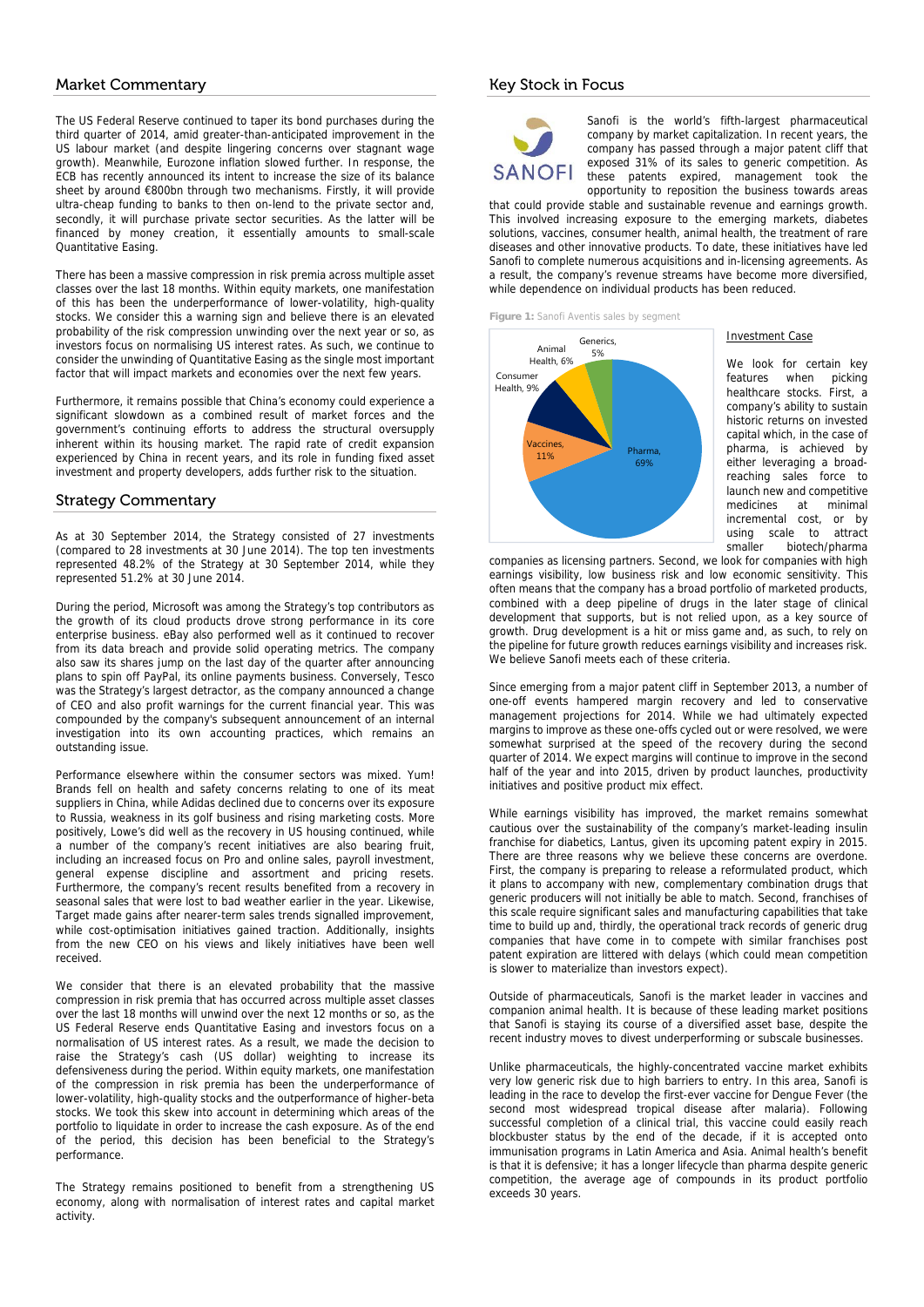## Market Commentary

The US Federal Reserve continued to taper its bond purchases during the third quarter of 2014, amid greater-than-anticipated improvement in the US labour market (and despite lingering concerns over stagnant wage growth). Meanwhile, Eurozone inflation slowed further. In response, the ECB has recently announced its intent to increase the size of its balance sheet by around €800bn through two mechanisms. Firstly, it will provide ultra-cheap funding to banks to then on-lend to the private sector and, secondly, it will purchase private sector securities. As the latter will be financed by money creation, it essentially amounts to small-scale Quantitative Easing.

There has been a massive compression in risk premia across multiple asset classes over the last 18 months. Within equity markets, one manifestation of this has been the underperformance of lower-volatility, high-quality stocks. We consider this a warning sign and believe there is an elevated probability of the risk compression unwinding over the next year or so, as investors focus on normalising US interest rates. As such, we continue to consider the unwinding of Quantitative Easing as the single most important factor that will impact markets and economies over the next few years.

Furthermore, it remains possible that China's economy could experience a significant slowdown as a combined result of market forces and the government's continuing efforts to address the structural oversupply inherent within its housing market. The rapid rate of credit expansion experienced by China in recent years, and its role in funding fixed asset investment and property developers, adds further risk to the situation.

## Strategy Commentary

As at 30 September 2014, the Strategy consisted of 27 investments (compared to 28 investments at 30 June 2014). The top ten investments represented 48.2% of the Strategy at 30 September 2014, while they represented 51.2% at 30 June 2014.

During the period, Microsoft was among the Strategy's top contributors as the growth of its cloud products drove strong performance in its core enterprise business. eBay also performed well as it continued to recover from its data breach and provide solid operating metrics. The company also saw its shares jump on the last day of the quarter after announcing plans to spin off PayPal, its online payments business. Conversely, Tesco was the Strategy's largest detractor, as the company announced a change of CEO and also profit warnings for the current financial year. This was compounded by the company's subsequent announcement of an internal investigation into its own accounting practices, which remains an outstanding issue.

Performance elsewhere within the consumer sectors was mixed. Yum! Brands fell on health and safety concerns relating to one of its meat suppliers in China, while Adidas declined due to concerns over its exposure to Russia, weakness in its golf business and rising marketing costs. More positively, Lowe's did well as the recovery in US housing continued, while a number of the company's recent initiatives are also bearing fruit, including an increased focus on Pro and online sales, payroll investment, general expense discipline and assortment and pricing resets. Furthermore, the company's recent results benefited from a recovery in seasonal sales that were lost to bad weather earlier in the year. Likewise, Target made gains after nearer-term sales trends signalled improvement, while cost-optimisation initiatives gained traction. Additionally, insights from the new CEO on his views and likely initiatives have been well received.

We consider that there is an elevated probability that the massive compression in risk premia that has occurred across multiple asset classes over the last 18 months will unwind over the next 12 months or so, as the US Federal Reserve ends Quantitative Easing and investors focus on a normalisation of US interest rates. As a result, we made the decision to raise the Strategy's cash (US dollar) weighting to increase its defensiveness during the period. Within equity markets, one manifestation of the compression in risk premia has been the underperformance of lower-volatility, high-quality stocks and the outperformance of higher-beta stocks. We took this skew into account in determining which areas of the portfolio to liquidate in order to increase the cash exposure. As of the end of the period, this decision has been beneficial to the Strategy's performance.

The Strategy remains positioned to benefit from a strengthening US economy, along with normalisation of interest rates and capital market activity.

## Key Stock in Focus

SANOFI

Sanofi is the world's fifth-largest pharmaceutical company by market capitalization. In recent years, the company has passed through a major patent cliff that exposed 31% of its sales to generic competition. As these patents expired, management took the opportunity to reposition the business towards areas that could provide stable and sustainable revenue and earnings growth. This involved increasing exposure to the emerging markets, diabetes solutions, vaccines, consumer health, animal health, the treatment of rare diseases and other innovative products. To date, these initiatives have led Sanofi to complete numerous acquisitions and in-licensing agreements. As a result, the company's revenue streams have become more diversified, while dependence on individual products has been reduced.

**Figure 1:** Sanofi Aventis sales by segment

| Segment | Share |
|---|---|
| Pharma | 69% |
| Vaccines | 11% |
| Consumer Health | 9% |
| Animal Health | 6% |
| Generics | 5% |

### Investment Case

We look for certain key features when picking healthcare stocks. First, a company's ability to sustain historic returns on invested capital which, in the case of pharma, is achieved by either leveraging a broad-reaching sales force to launch new and competitive medicines at minimal incremental cost, or by using scale to attract smaller biotech/pharma companies as licensing partners. Second, we look for companies with high earnings visibility, low business risk and low economic sensitivity. This often means that the company has a broad portfolio of marketed products, combined with a deep pipeline of drugs in the later stage of clinical development that supports, but is not relied upon, as a key source of growth. Drug development is a hit or miss game and, as such, to rely on the pipeline for future growth reduces earnings visibility and increases risk. We believe Sanofi meets each of these criteria.

Since emerging from a major patent cliff in September 2013, a number of one-off events hampered margin recovery and led to conservative management projections for 2014. While we had ultimately expected margins to improve as these one-offs cycled out or were resolved, we were somewhat surprised at the speed of the recovery during the second quarter of 2014. We expect margins will continue to improve in the second half of the year and into 2015, driven by product launches, productivity initiatives and positive product mix effect.

While earnings visibility has improved, the market remains somewhat cautious over the sustainability of the company's market-leading insulin franchise for diabetics, Lantus, given its upcoming patent expiry in 2015. There are three reasons why we believe these concerns are overdone. First, the company is preparing to release a reformulated product, which it plans to accompany with new, complementary combination drugs that generic producers will not initially be able to match. Second, franchises of this scale require significant sales and manufacturing capabilities that take time to build up and, thirdly, the operational track records of generic drug companies that have come in to compete with similar franchises post patent expiration are littered with delays (which could mean competition is slower to materialize than investors expect).

Outside of pharmaceuticals, Sanofi is the market leader in vaccines and companion animal health. It is because of these leading market positions that Sanofi is staying its course of a diversified asset base, despite the recent industry moves to divest underperforming or subscale businesses.

Unlike pharmaceuticals, the highly-concentrated vaccine market exhibits very low generic risk due to high barriers to entry. In this area, Sanofi is leading in the race to develop the first-ever vaccine for Dengue Fever (the second most widespread tropical disease after malaria). Following successful completion of a clinical trial, this vaccine could easily reach blockbuster status by the end of the decade, if it is accepted onto immunisation programs in Latin America and Asia. Animal health's benefit is that it is defensive; it has a longer lifecycle than pharma despite generic competition, the average age of compounds in its product portfolio exceeds 30 years.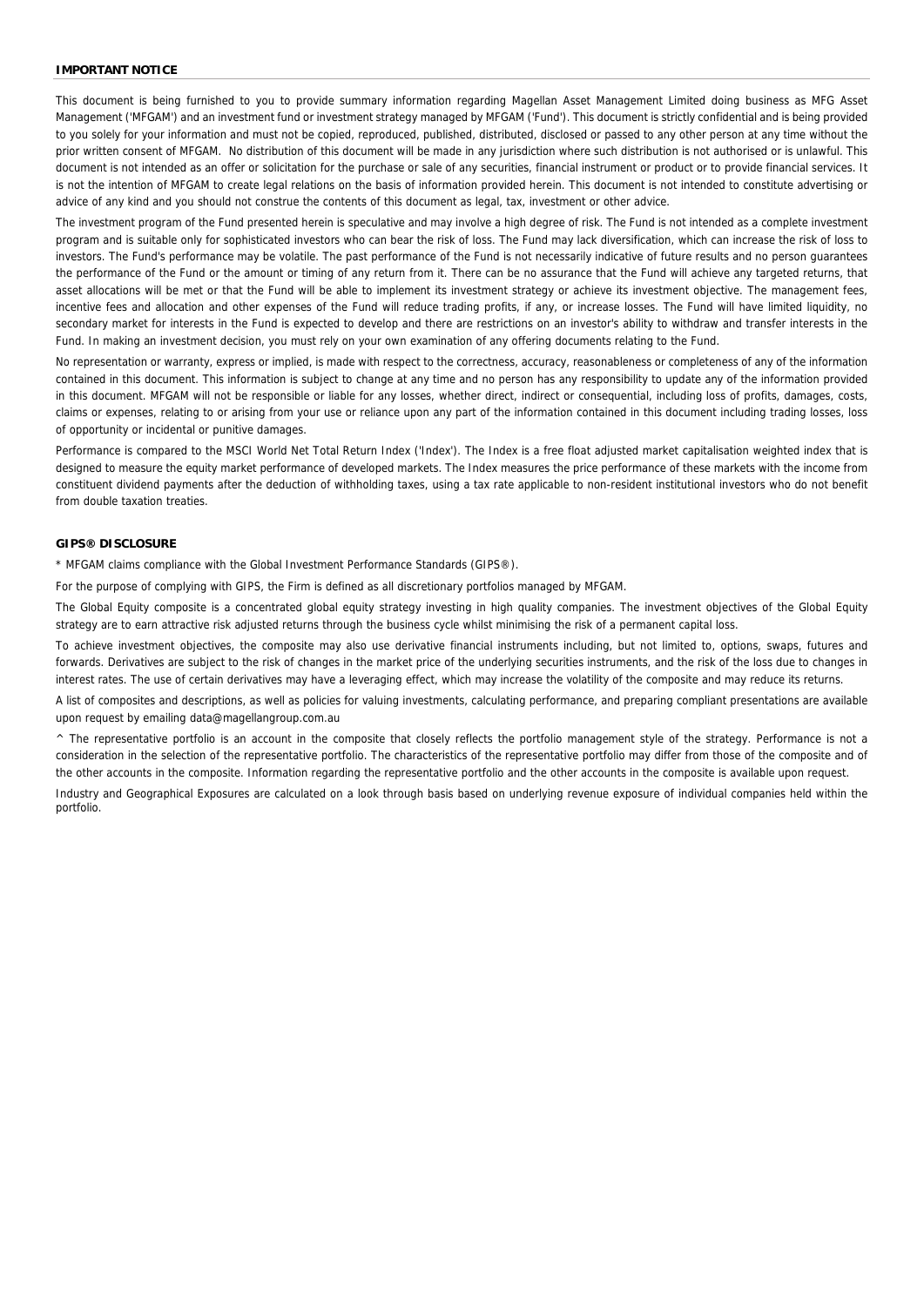**IMPORTANT NOTICE**

This document is being furnished to you to provide summary information regarding Magellan Asset Management Limited doing business as MFG Asset Management ('MFGAM') and an investment fund or investment strategy managed by MFGAM ('Fund'). This document is strictly confidential and is being provided to you solely for your information and must not be copied, reproduced, published, distributed, disclosed or passed to any other person at any time without the prior written consent of MFGAM. No distribution of this document will be made in any jurisdiction where such distribution is not authorised or is unlawful. This document is not intended as an offer or solicitation for the purchase or sale of any securities, financial instrument or product or to provide financial services. It is not the intention of MFGAM to create legal relations on the basis of information provided herein. This document is not intended to constitute advertising or advice of any kind and you should not construe the contents of this document as legal, tax, investment or other advice.

The investment program of the Fund presented herein is speculative and may involve a high degree of risk. The Fund is not intended as a complete investment program and is suitable only for sophisticated investors who can bear the risk of loss. The Fund may lack diversification, which can increase the risk of loss to investors. The Fund's performance may be volatile. The past performance of the Fund is not necessarily indicative of future results and no person guarantees the performance of the Fund or the amount or timing of any return from it. There can be no assurance that the Fund will achieve any targeted returns, that asset allocations will be met or that the Fund will be able to implement its investment strategy or achieve its investment objective. The management fees, incentive fees and allocation and other expenses of the Fund will reduce trading profits, if any, or increase losses. The Fund will have limited liquidity, no secondary market for interests in the Fund is expected to develop and there are restrictions on an investor's ability to withdraw and transfer interests in the Fund. In making an investment decision, you must rely on your own examination of any offering documents relating to the Fund.

No representation or warranty, express or implied, is made with respect to the correctness, accuracy, reasonableness or completeness of any of the information contained in this document. This information is subject to change at any time and no person has any responsibility to update any of the information provided in this document. MFGAM will not be responsible or liable for any losses, whether direct, indirect or consequential, including loss of profits, damages, costs, claims or expenses, relating to or arising from your use or reliance upon any part of the information contained in this document including trading losses, loss of opportunity or incidental or punitive damages.

Performance is compared to the MSCI World Net Total Return Index ('Index'). The Index is a free float adjusted market capitalisation weighted index that is designed to measure the equity market performance of developed markets. The Index measures the price performance of these markets with the income from constituent dividend payments after the deduction of withholding taxes, using a tax rate applicable to non-resident institutional investors who do not benefit from double taxation treaties.

**GIPS® DISCLOSURE**

* MFGAM claims compliance with the Global Investment Performance Standards (GIPS®).

For the purpose of complying with GIPS, the Firm is defined as all discretionary portfolios managed by MFGAM.

The Global Equity composite is a concentrated global equity strategy investing in high quality companies. The investment objectives of the Global Equity strategy are to earn attractive risk adjusted returns through the business cycle whilst minimising the risk of a permanent capital loss.

To achieve investment objectives, the composite may also use derivative financial instruments including, but not limited to, options, swaps, futures and forwards. Derivatives are subject to the risk of changes in the market price of the underlying securities instruments, and the risk of the loss due to changes in interest rates. The use of certain derivatives may have a leveraging effect, which may increase the volatility of the composite and may reduce its returns.

A list of composites and descriptions, as well as policies for valuing investments, calculating performance, and preparing compliant presentations are available upon request by emailing data@magellangroup.com.au

^ The representative portfolio is an account in the composite that closely reflects the portfolio management style of the strategy. Performance is not a consideration in the selection of the representative portfolio. The characteristics of the representative portfolio may differ from those of the composite and of the other accounts in the composite. Information regarding the representative portfolio and the other accounts in the composite is available upon request.

Industry and Geographical Exposures are calculated on a look through basis based on underlying revenue exposure of individual companies held within the portfolio.